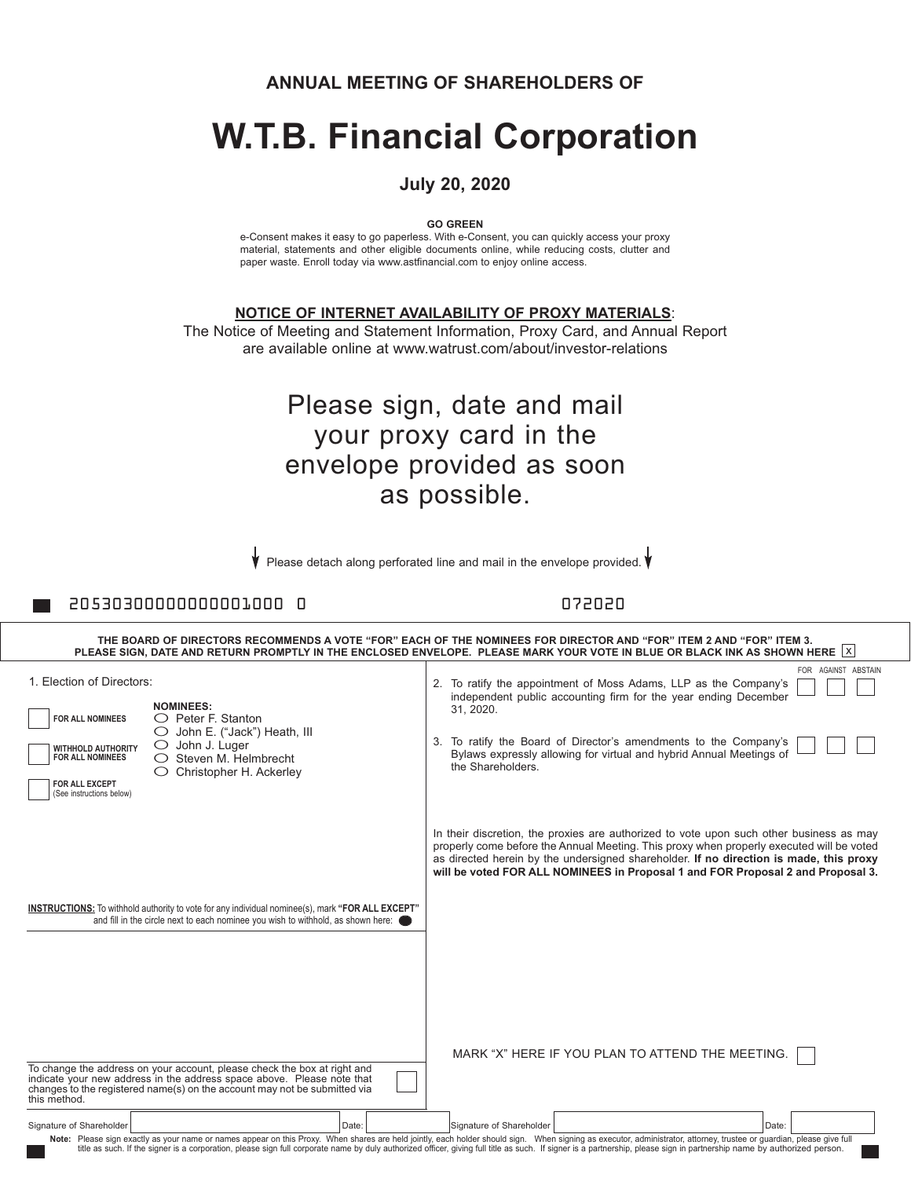ANNUAL MEETING OF SHAREHOLDERS OF

# W.T.B. Financial Corporation

**July 20, 2020**

**GO GREEN**

e-Consent makes it easy to go paperless. With e-Consent, you can quickly access your proxy material, statements and other eligible documents online, while reducing costs, clutter and paper waste. Enroll today via www.astfinancial.com to enjoy online access.

**NOTICE OF INTERNET AVAILABILITY OF PROXY MATERIALS**:
The Notice of Meeting and Statement Information, Proxy Card, and Annual Report are available online at www.watrust.com/about/investor-relations

Please sign, date and mail your proxy card in the envelope provided as soon as possible.

Please detach along perforated line and mail in the envelope provided.

20530300000000001000 0 072020

**THE BOARD OF DIRECTORS RECOMMENDS A VOTE "FOR" EACH OF THE NOMINEES FOR DIRECTOR AND "FOR" ITEM 2 AND "FOR" ITEM 3. PLEASE SIGN, DATE AND RETURN PROMPTLY IN THE ENCLOSED ENVELOPE. PLEASE MARK YOUR VOTE IN BLUE OR BLACK INK AS SHOWN HERE** ☒

1. Election of Directors:

☐ **FOR ALL NOMINEES**

☐ **WITHHOLD AUTHORITY FOR ALL NOMINEES**

☐ **FOR ALL EXCEPT** (See instructions below)

**NOMINEES:**
- ○ Peter F. Stanton
- ○ John E. ("Jack") Heath, III
- ○ John J. Luger
- ○ Steven M. Helmbrecht
- ○ Christopher H. Ackerley

**INSTRUCTIONS:** To withhold authority to vote for any individual nominee(s), mark **"FOR ALL EXCEPT"** and fill in the circle next to each nominee you wish to withhold, as shown here: ●

| | FOR | AGAINST | ABSTAIN |
|---|---|---|---|
| 2. To ratify the appointment of Moss Adams, LLP as the Company's independent public accounting firm for the year ending December 31, 2020. | ☐ | ☐ | ☐ |
| 3. To ratify the Board of Director's amendments to the Company's Bylaws expressly allowing for virtual and hybrid Annual Meetings of the Shareholders. | ☐ | ☐ | ☐ |

In their discretion, the proxies are authorized to vote upon such other business as may properly come before the Annual Meeting. This proxy when properly executed will be voted as directed herein by the undersigned shareholder. **If no direction is made, this proxy will be voted FOR ALL NOMINEES in Proposal 1 and FOR Proposal 2 and Proposal 3.**

MARK "X" HERE IF YOU PLAN TO ATTEND THE MEETING. ☐

To change the address on your account, please check the box at right and indicate your new address in the address space above. Please note that changes to the registered name(s) on the account may not be submitted via this method. ☐

Signature of Shareholder ____________ Date: ________ Signature of Shareholder ____________ Date: ________

**Note:** Please sign exactly as your name or names appear on this Proxy. When shares are held jointly, each holder should sign. When signing as executor, administrator, attorney, trustee or guardian, please give full title as such. If the signer is a corporation, please sign full corporate name by duly authorized officer, giving full title as such. If signer is a partnership, please sign in partnership name by authorized person.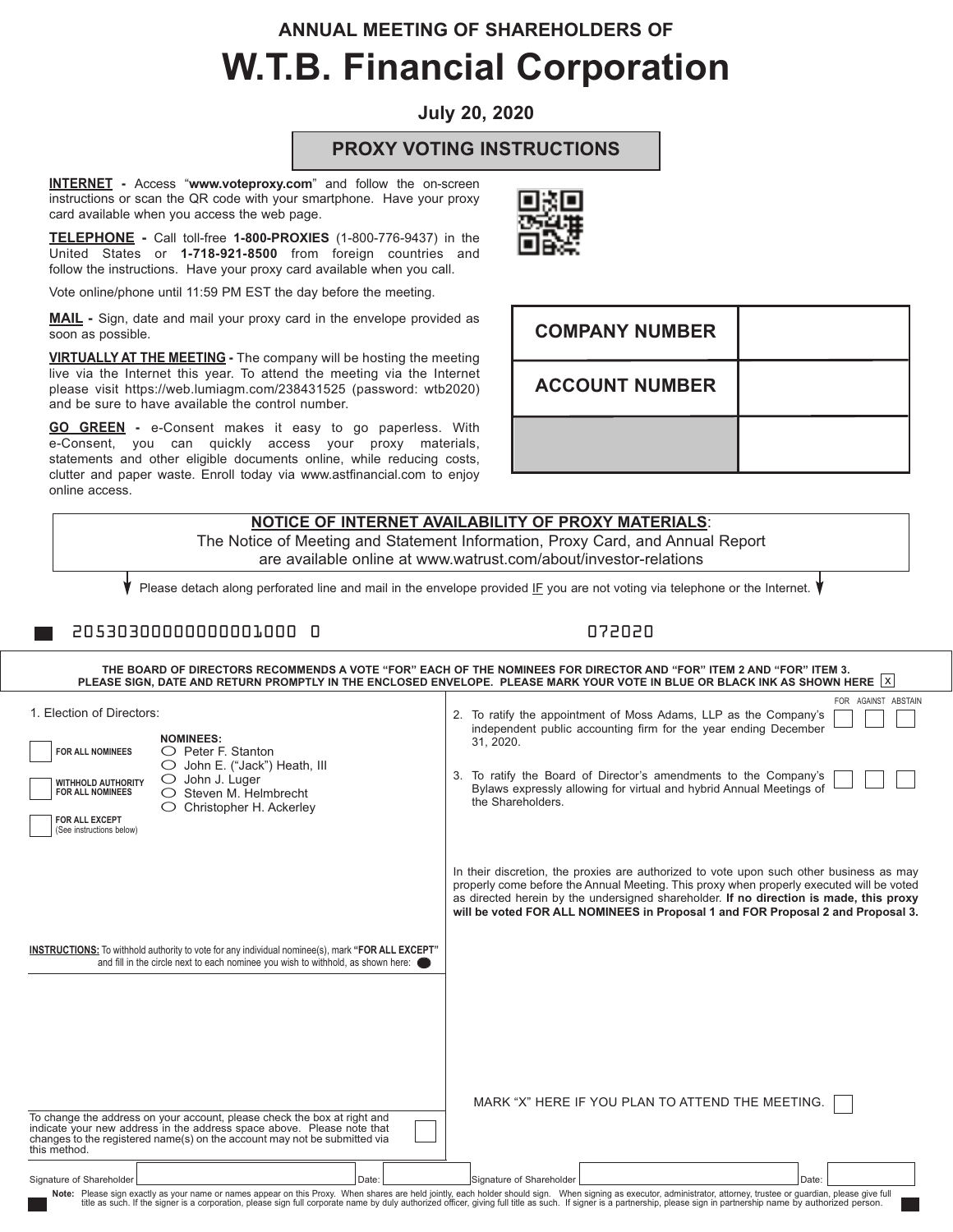ANNUAL MEETING OF SHAREHOLDERS OF

# W.T.B. Financial Corporation

**July 20, 2020**

## PROXY VOTING INSTRUCTIONS

**INTERNET -** Access "**www.voteproxy.com**" and follow the on-screen instructions or scan the QR code with your smartphone. Have your proxy card available when you access the web page.

**TELEPHONE -** Call toll-free **1-800-PROXIES** (1-800-776-9437) in the United States or **1-718-921-8500** from foreign countries and follow the instructions. Have your proxy card available when you call.

Vote online/phone until 11:59 PM EST the day before the meeting.

**MAIL -** Sign, date and mail your proxy card in the envelope provided as soon as possible.

**VIRTUALLY AT THE MEETING -** The company will be hosting the meeting live via the Internet this year. To attend the meeting via the Internet please visit https://web.lumiagm.com/238431525 (password: wtb2020) and be sure to have available the control number.

**GO GREEN -** e-Consent makes it easy to go paperless. With e-Consent, you can quickly access your proxy materials, statements and other eligible documents online, while reducing costs, clutter and paper waste. Enroll today via www.astfinancial.com to enjoy online access.

| | |
|---|---|
| **COMPANY NUMBER** | |
| **ACCOUNT NUMBER** | |
| | |

**NOTICE OF INTERNET AVAILABILITY OF PROXY MATERIALS**:
The Notice of Meeting and Statement Information, Proxy Card, and Annual Report are available online at www.watrust.com/about/investor-relations

Please detach along perforated line and mail in the envelope provided IF you are not voting via telephone or the Internet.

20530300000000001000 0 072020

**THE BOARD OF DIRECTORS RECOMMENDS A VOTE "FOR" EACH OF THE NOMINEES FOR DIRECTOR AND "FOR" ITEM 2 AND "FOR" ITEM 3.**
**PLEASE SIGN, DATE AND RETURN PROMPTLY IN THE ENCLOSED ENVELOPE. PLEASE MARK YOUR VOTE IN BLUE OR BLACK INK AS SHOWN HERE** ☒

1. Election of Directors:

- ☐ **FOR ALL NOMINEES**
- ☐ **WITHHOLD AUTHORITY FOR ALL NOMINEES**
- ☐ **FOR ALL EXCEPT** (See instructions below)

**NOMINEES:**
- ○ Peter F. Stanton
- ○ John E. ("Jack") Heath, III
- ○ John J. Luger
- ○ Steven M. Helmbrecht
- ○ Christopher H. Ackerley

**INSTRUCTIONS:** To withhold authority to vote for any individual nominee(s), mark **"FOR ALL EXCEPT"** and fill in the circle next to each nominee you wish to withhold, as shown here: ●

To change the address on your account, please check the box at right and indicate your new address in the address space above. Please note that changes to the registered name(s) on the account may not be submitted via this method. ☐

| | FOR | AGAINST | ABSTAIN |
|---|---|---|---|
| 2. To ratify the appointment of Moss Adams, LLP as the Company's independent public accounting firm for the year ending December 31, 2020. | ☐ | ☐ | ☐ |
| 3. To ratify the Board of Director's amendments to the Company's Bylaws expressly allowing for virtual and hybrid Annual Meetings of the Shareholders. | ☐ | ☐ | ☐ |

In their discretion, the proxies are authorized to vote upon such other business as may properly come before the Annual Meeting. This proxy when properly executed will be voted as directed herein by the undersigned shareholder. **If no direction is made, this proxy will be voted FOR ALL NOMINEES in Proposal 1 and FOR Proposal 2 and Proposal 3.**

MARK "X" HERE IF YOU PLAN TO ATTEND THE MEETING. ☐

Signature of Shareholder ____________ Date: ______ Signature of Shareholder ____________ Date: ______

**Note:** Please sign exactly as your name or names appear on this Proxy. When shares are held jointly, each holder should sign. When signing as executor, administrator, attorney, trustee or guardian, please give full title as such. If the signer is a corporation, please sign full corporate name by duly authorized officer, giving full title as such. If signer is a partnership, please sign in partnership name by authorized person.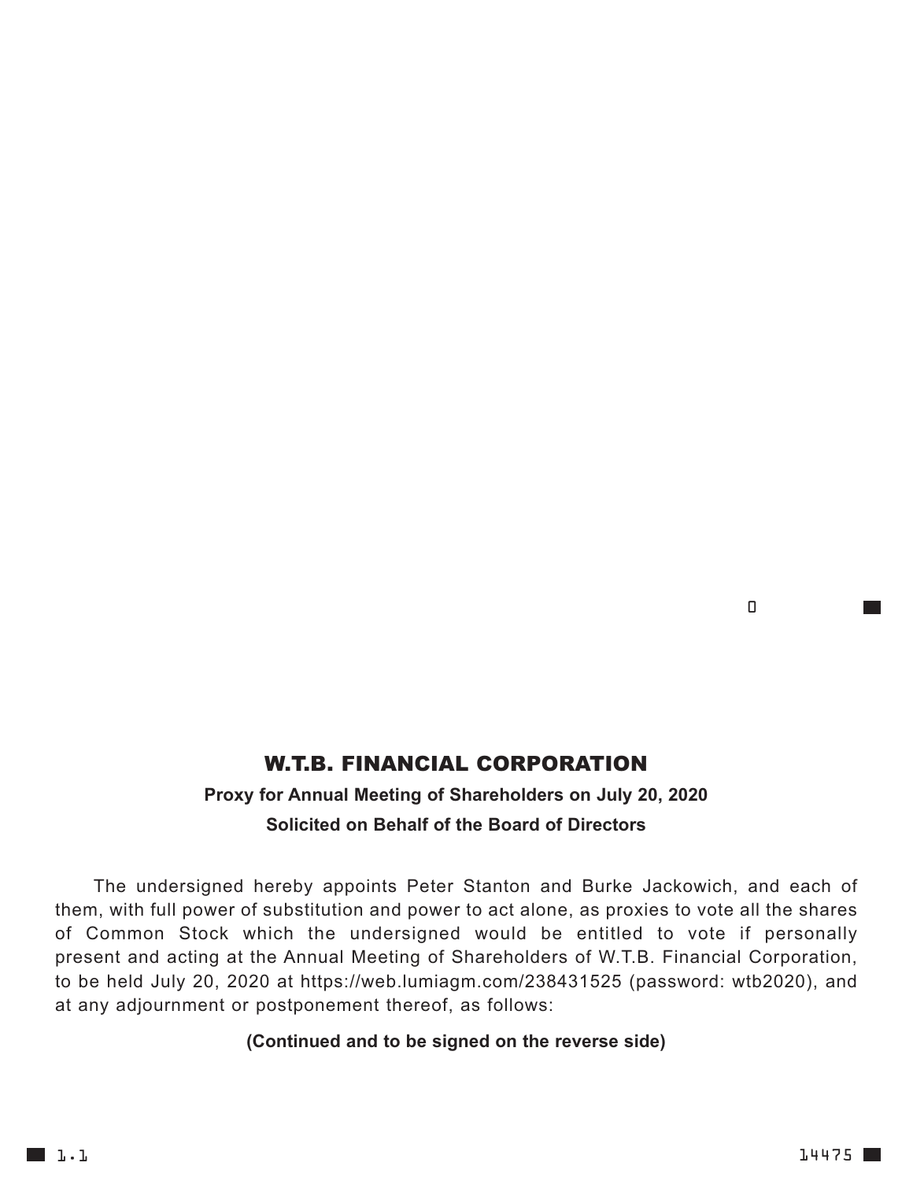# W.T.B. FINANCIAL CORPORATION

**Proxy for Annual Meeting of Shareholders on July 20, 2020**

**Solicited on Behalf of the Board of Directors**

The undersigned hereby appoints Peter Stanton and Burke Jackowich, and each of them, with full power of substitution and power to act alone, as proxies to vote all the shares of Common Stock which the undersigned would be entitled to vote if personally present and acting at the Annual Meeting of Shareholders of W.T.B. Financial Corporation, to be held July 20, 2020 at https://web.lumiagm.com/238431525 (password: wtb2020), and at any adjournment or postponement thereof, as follows:

**(Continued and to be signed on the reverse side)**